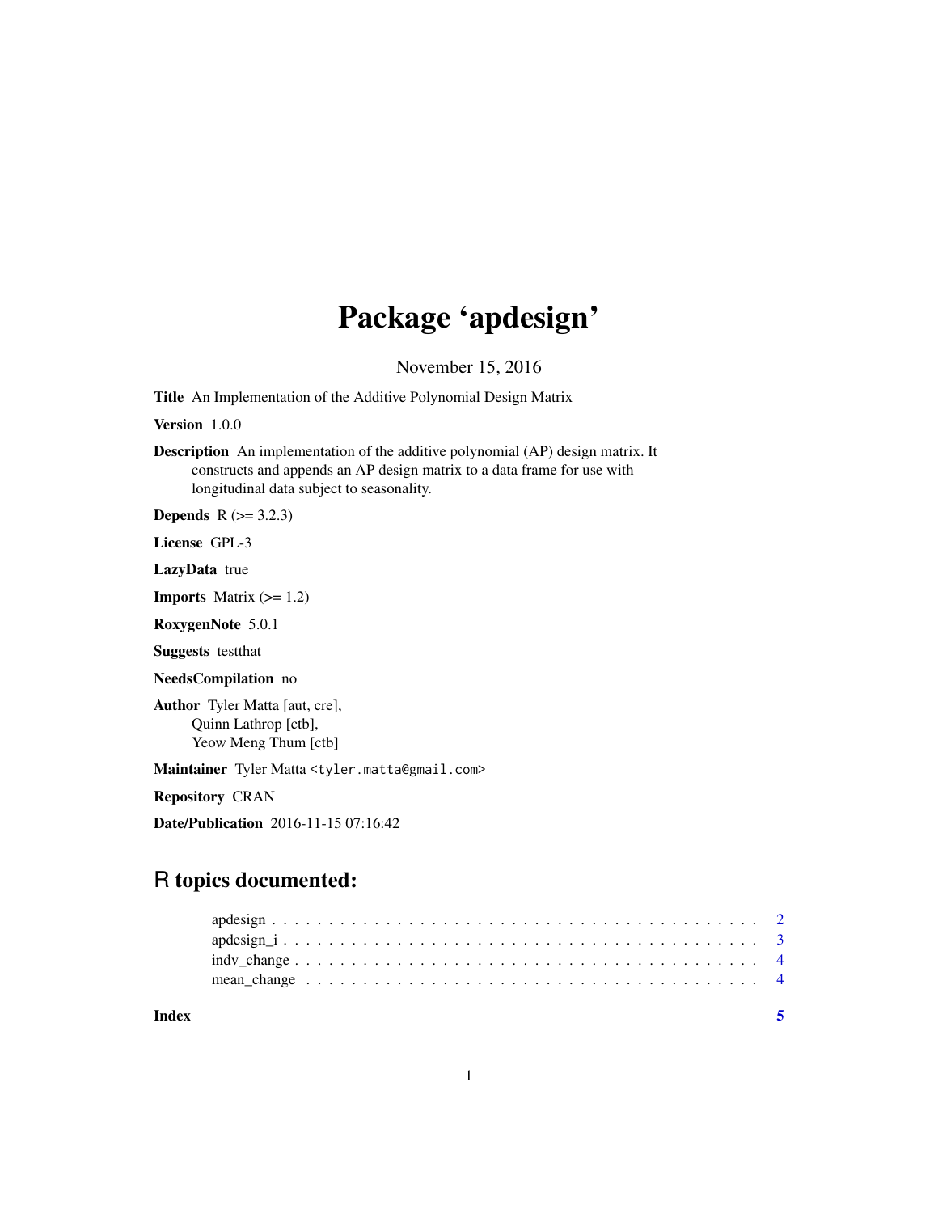# Package 'apdesign'

November 15, 2016

**Title** An Implementation of the Additive Polynomial Design Matrix

**Version** 1.0.0

**Description** An implementation of the additive polynomial (AP) design matrix. It constructs and appends an AP design matrix to a data frame for use with longitudinal data subject to seasonality.

**Depends** R (>= 3.2.3)

**License** GPL-3

**LazyData** true

**Imports** Matrix (>= 1.2)

**RoxygenNote** 5.0.1

**Suggests** testthat

**NeedsCompilation** no

**Author** Tyler Matta [aut, cre],
Quinn Lathrop [ctb],
Yeow Meng Thum [ctb]

**Maintainer** Tyler Matta <tyler.matta@gmail.com>

**Repository** CRAN

**Date/Publication** 2016-11-15 07:16:42

## R topics documented:

- apdesign . . . . . . . . . . . . . . . . . . . . . . . . . . . . . . . . . . . . . . . . 2
- apdesign_i . . . . . . . . . . . . . . . . . . . . . . . . . . . . . . . . . . . . . . . 3
- indv_change . . . . . . . . . . . . . . . . . . . . . . . . . . . . . . . . . . . . . . 4
- mean_change . . . . . . . . . . . . . . . . . . . . . . . . . . . . . . . . . . . . . 4

**Index** 5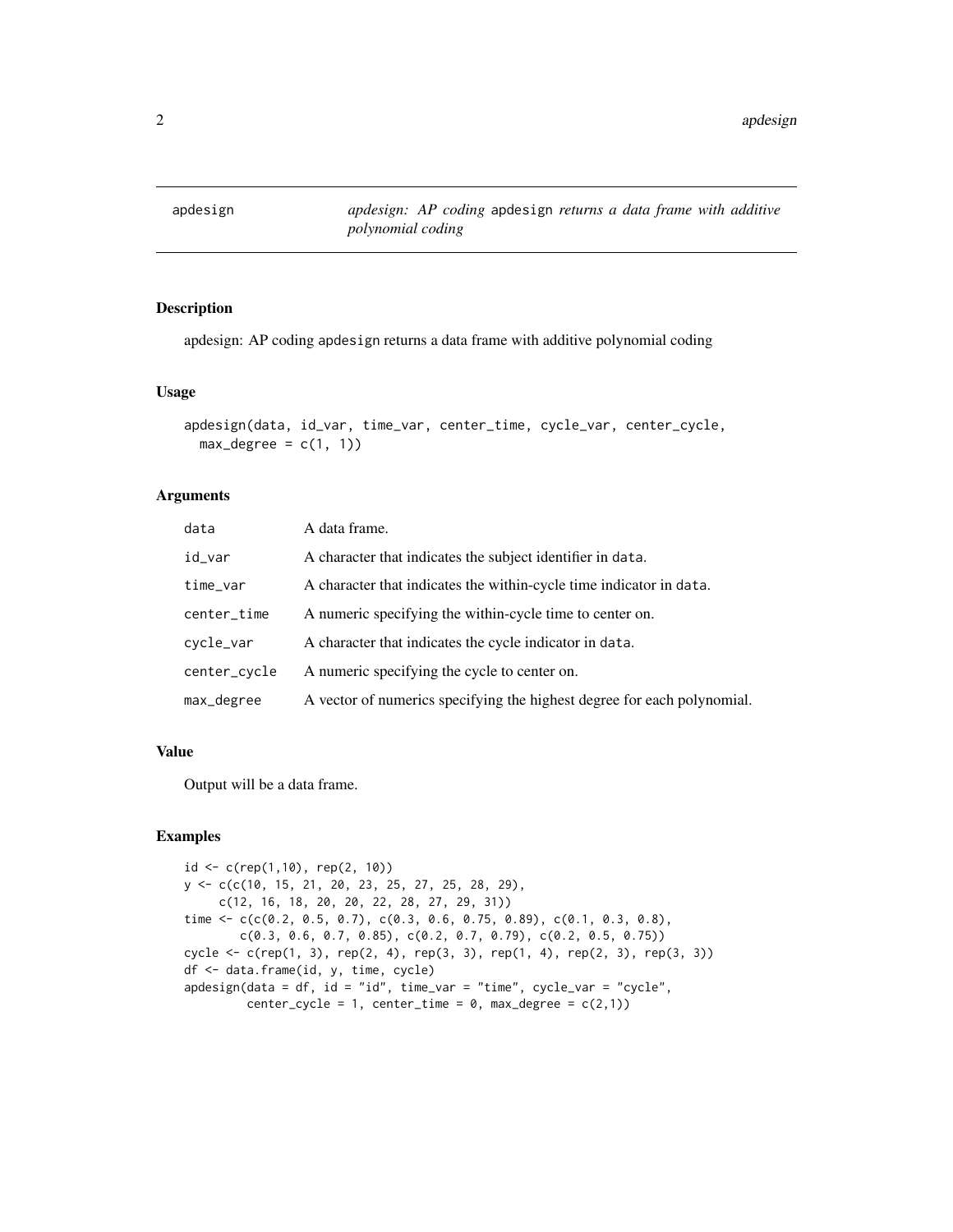`apdesign` *apdesign: AP coding* `apdesign` *returns a data frame with additive polynomial coding*

## Description

apdesign: AP coding `apdesign` returns a data frame with additive polynomial coding

## Usage

```
apdesign(data, id_var, time_var, center_time, cycle_var, center_cycle,
  max_degree = c(1, 1))
```

## Arguments

| | |
|---|---|
| `data` | A data frame. |
| `id_var` | A character that indicates the subject identifier in `data`. |
| `time_var` | A character that indicates the within-cycle time indicator in `data`. |
| `center_time` | A numeric specifying the within-cycle time to center on. |
| `cycle_var` | A character that indicates the cycle indicator in `data`. |
| `center_cycle` | A numeric specifying the cycle to center on. |
| `max_degree` | A vector of numerics specifying the highest degree for each polynomial. |

## Value

Output will be a data frame.

## Examples

```
id <- c(rep(1,10), rep(2, 10))
y <- c(c(10, 15, 21, 20, 23, 25, 27, 25, 28, 29),
     c(12, 16, 18, 20, 20, 22, 28, 27, 29, 31))
time <- c(c(0.2, 0.5, 0.7), c(0.3, 0.6, 0.75, 0.89), c(0.1, 0.3, 0.8),
        c(0.3, 0.6, 0.7, 0.85), c(0.2, 0.7, 0.79), c(0.2, 0.5, 0.75))
cycle <- c(rep(1, 3), rep(2, 4), rep(3, 3), rep(1, 4), rep(2, 3), rep(3, 3))
df <- data.frame(id, y, time, cycle)
apdesign(data = df, id = "id", time_var = "time", cycle_var = "cycle",
         center_cycle = 1, center_time = 0, max_degree = c(2,1))
```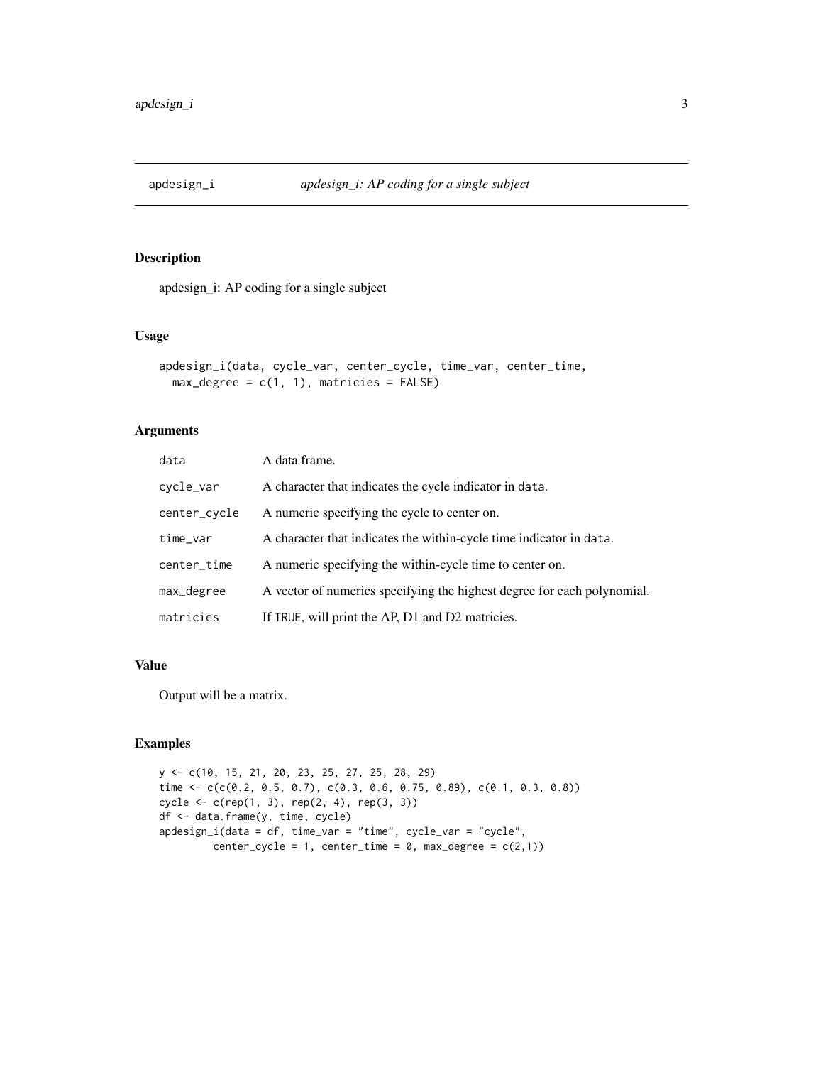# apdesign_i — *apdesign_i: AP coding for a single subject*

## Description

apdesign_i: AP coding for a single subject

## Usage

```
apdesign_i(data, cycle_var, center_cycle, time_var, center_time,
  max_degree = c(1, 1), matricies = FALSE)
```

## Arguments

| | |
|---|---|
| `data` | A data frame. |
| `cycle_var` | A character that indicates the cycle indicator in `data`. |
| `center_cycle` | A numeric specifying the cycle to center on. |
| `time_var` | A character that indicates the within-cycle time indicator in `data`. |
| `center_time` | A numeric specifying the within-cycle time to center on. |
| `max_degree` | A vector of numerics specifying the highest degree for each polynomial. |
| `matricies` | If `TRUE`, will print the AP, D1 and D2 matricies. |

## Value

Output will be a matrix.

## Examples

```
y <- c(10, 15, 21, 20, 23, 25, 27, 25, 28, 29)
time <- c(c(0.2, 0.5, 0.7), c(0.3, 0.6, 0.75, 0.89), c(0.1, 0.3, 0.8))
cycle <- c(rep(1, 3), rep(2, 4), rep(3, 3))
df <- data.frame(y, time, cycle)
apdesign_i(data = df, time_var = "time", cycle_var = "cycle",
         center_cycle = 1, center_time = 0, max_degree = c(2,1))
```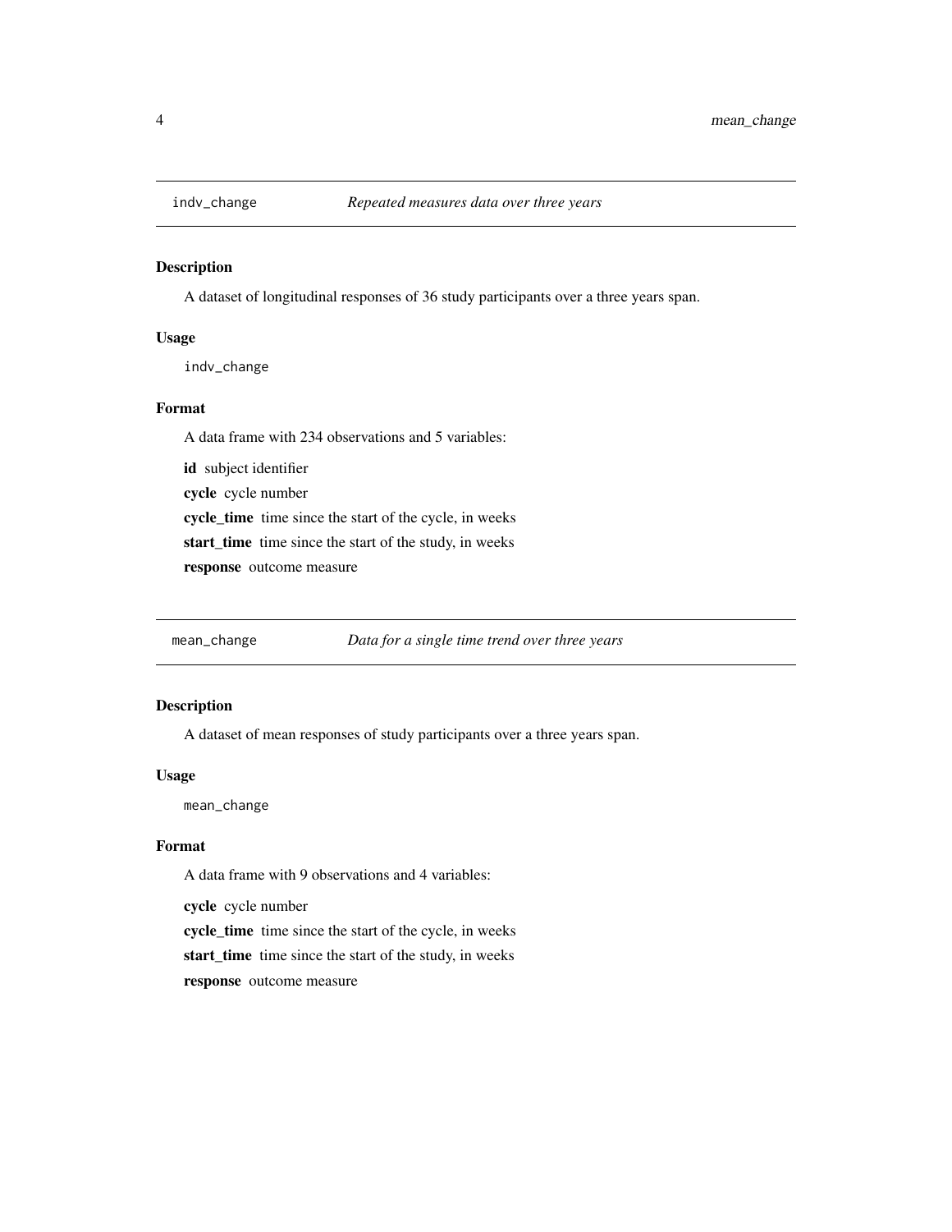## `indv_change` — *Repeated measures data over three years*

### Description

A dataset of longitudinal responses of 36 study participants over a three years span.

### Usage

```
indv_change
```

### Format

A data frame with 234 observations and 5 variables:

**id** subject identifier

**cycle** cycle number

**cycle_time** time since the start of the cycle, in weeks

**start_time** time since the start of the study, in weeks

**response** outcome measure

## `mean_change` — *Data for a single time trend over three years*

### Description

A dataset of mean responses of study participants over a three years span.

### Usage

```
mean_change
```

### Format

A data frame with 9 observations and 4 variables:

**cycle** cycle number

**cycle_time** time since the start of the cycle, in weeks

**start_time** time since the start of the study, in weeks

**response** outcome measure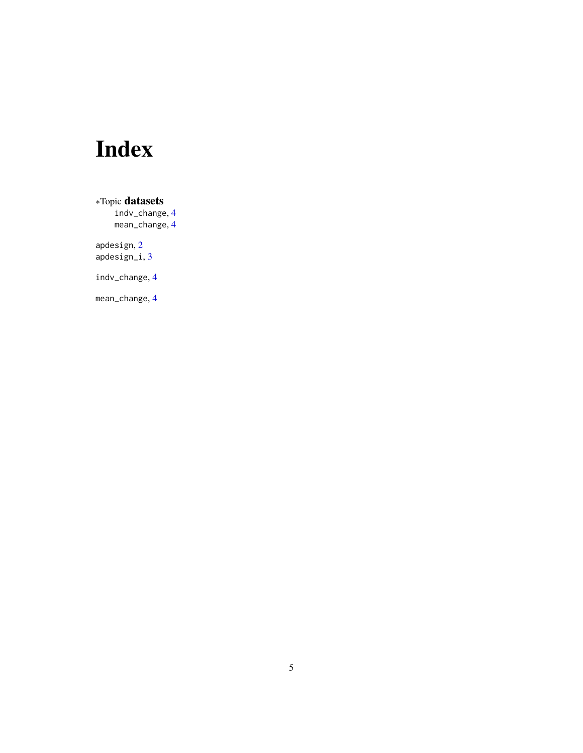# Index

∗Topic **datasets**
  indv_change, 4
  mean_change, 4

apdesign, 2
apdesign_i, 3

indv_change, 4

mean_change, 4